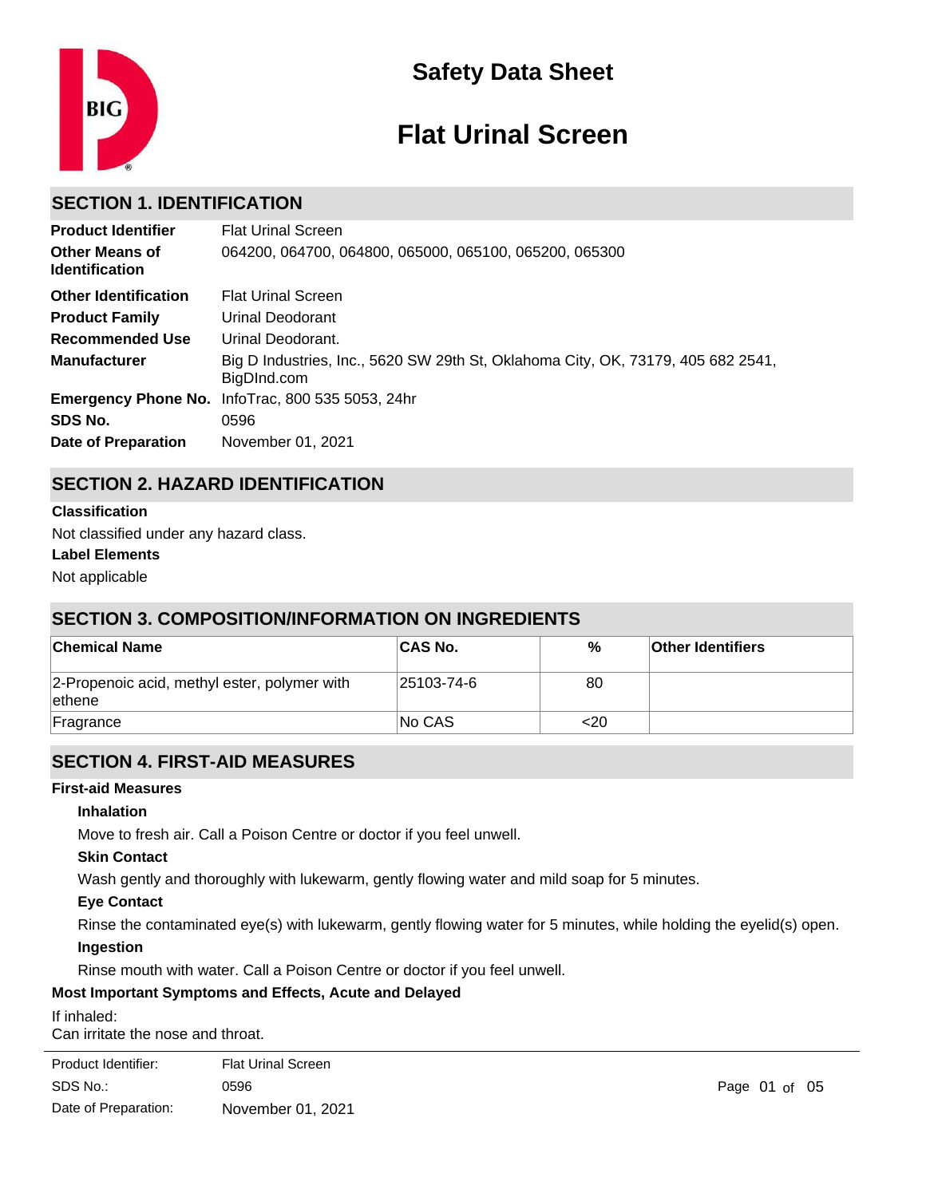# Safety Data Sheet

# Flat Urinal Screen

## SECTION 1. IDENTIFICATION

| | |
|---|---|
| **Product Identifier** | Flat Urinal Screen |
| **Other Means of Identification** | 064200, 064700, 064800, 065000, 065100, 065200, 065300 |
| **Other Identification** | Flat Urinal Screen |
| **Product Family** | Urinal Deodorant |
| **Recommended Use** | Urinal Deodorant. |
| **Manufacturer** | Big D Industries, Inc., 5620 SW 29th St, Oklahoma City, OK, 73179, 405 682 2541, BigDInd.com |
| **Emergency Phone No.** | InfoTrac, 800 535 5053, 24hr |
| **SDS No.** | 0596 |
| **Date of Preparation** | November 01, 2021 |

## SECTION 2. HAZARD IDENTIFICATION

**Classification**

Not classified under any hazard class.

**Label Elements**

Not applicable

## SECTION 3. COMPOSITION/INFORMATION ON INGREDIENTS

| Chemical Name | CAS No. | % | Other Identifiers |
|---|---|---|---|
| 2-Propenoic acid, methyl ester, polymer with ethene | 25103-74-6 | 80 | |
| Fragrance | No CAS | <20 | |

## SECTION 4. FIRST-AID MEASURES

**First-aid Measures**

**Inhalation**

Move to fresh air. Call a Poison Centre or doctor if you feel unwell.

**Skin Contact**

Wash gently and thoroughly with lukewarm, gently flowing water and mild soap for 5 minutes.

**Eye Contact**

Rinse the contaminated eye(s) with lukewarm, gently flowing water for 5 minutes, while holding the eyelid(s) open.

**Ingestion**

Rinse mouth with water. Call a Poison Centre or doctor if you feel unwell.

**Most Important Symptoms and Effects, Acute and Delayed**

If inhaled:
Can irritate the nose and throat.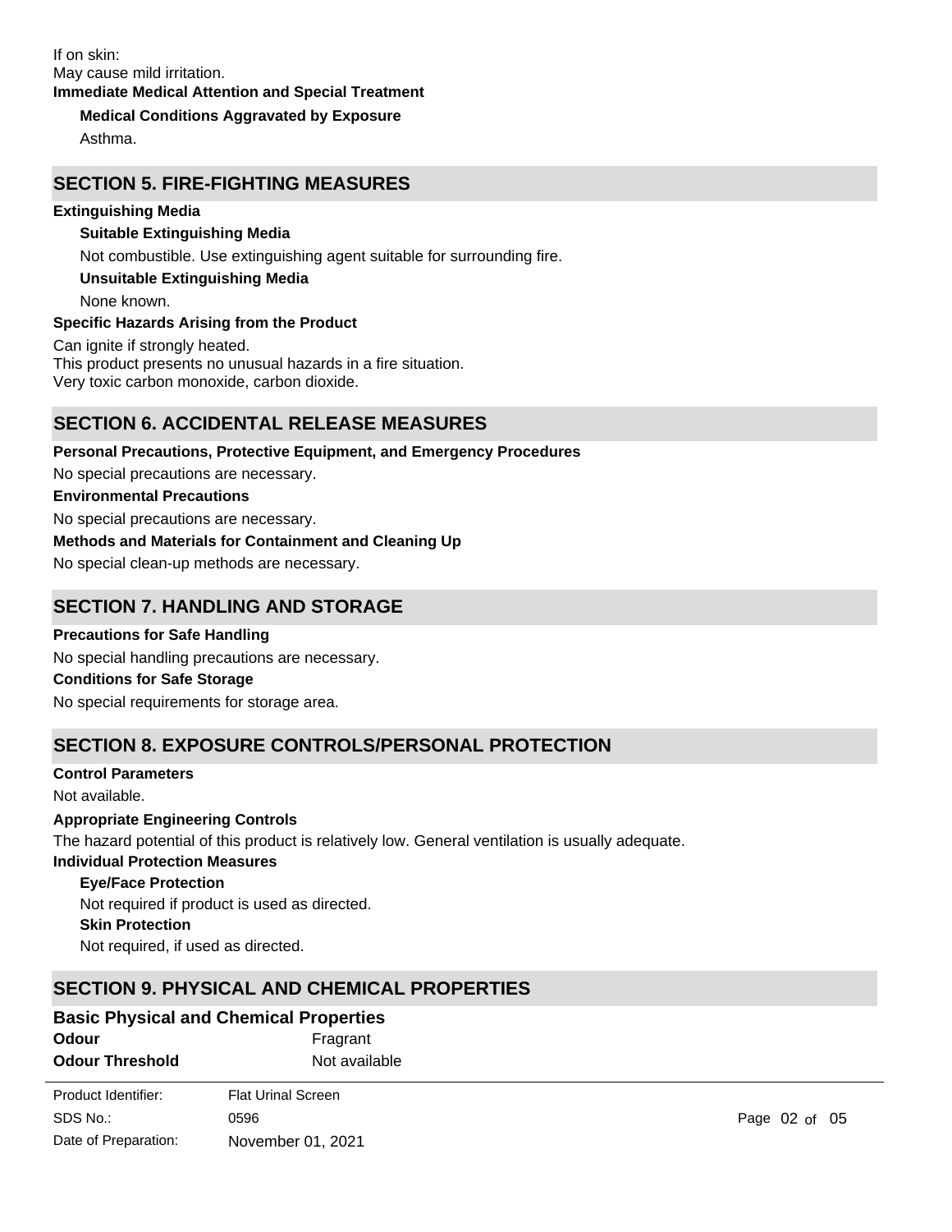If on skin:
May cause mild irritation.

**Immediate Medical Attention and Special Treatment**

**Medical Conditions Aggravated by Exposure**

Asthma.

## SECTION 5. FIRE-FIGHTING MEASURES

**Extinguishing Media**

**Suitable Extinguishing Media**

Not combustible. Use extinguishing agent suitable for surrounding fire.

**Unsuitable Extinguishing Media**

None known.

**Specific Hazards Arising from the Product**

Can ignite if strongly heated.
This product presents no unusual hazards in a fire situation.
Very toxic carbon monoxide, carbon dioxide.

## SECTION 6. ACCIDENTAL RELEASE MEASURES

**Personal Precautions, Protective Equipment, and Emergency Procedures**

No special precautions are necessary.

**Environmental Precautions**

No special precautions are necessary.

**Methods and Materials for Containment and Cleaning Up**

No special clean-up methods are necessary.

## SECTION 7. HANDLING AND STORAGE

**Precautions for Safe Handling**

No special handling precautions are necessary.

**Conditions for Safe Storage**

No special requirements for storage area.

## SECTION 8. EXPOSURE CONTROLS/PERSONAL PROTECTION

**Control Parameters**

Not available.

**Appropriate Engineering Controls**

The hazard potential of this product is relatively low. General ventilation is usually adequate.

**Individual Protection Measures**

**Eye/Face Protection**

Not required if product is used as directed.

**Skin Protection**

Not required, if used as directed.

## SECTION 9. PHYSICAL AND CHEMICAL PROPERTIES

**Basic Physical and Chemical Properties**

| | |
|---|---|
| **Odour** | Fragrant |
| **Odour Threshold** | Not available |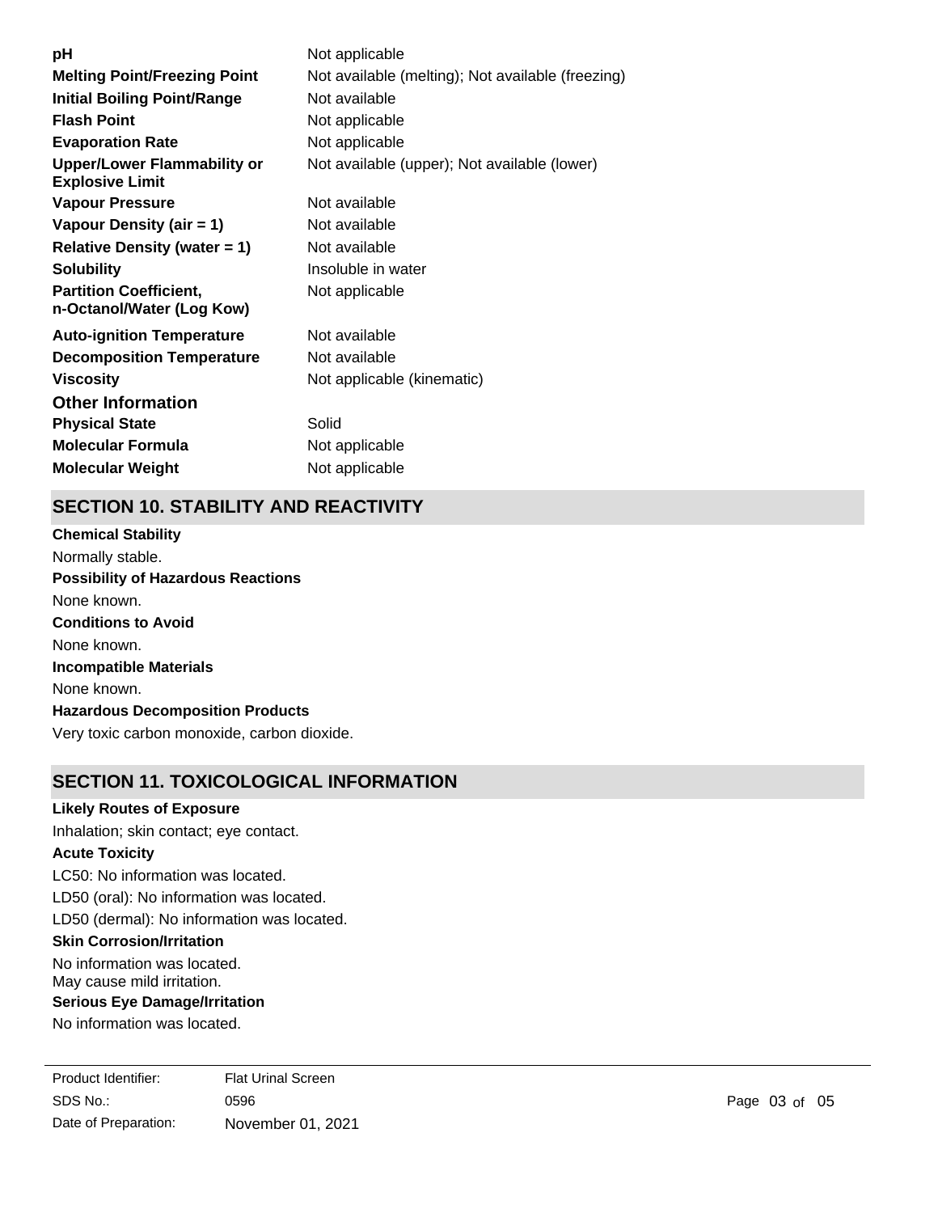| | |
|---|---|
| **pH** | Not applicable |
| **Melting Point/Freezing Point** | Not available (melting); Not available (freezing) |
| **Initial Boiling Point/Range** | Not available |
| **Flash Point** | Not applicable |
| **Evaporation Rate** | Not applicable |
| **Upper/Lower Flammability or Explosive Limit** | Not available (upper); Not available (lower) |
| **Vapour Pressure** | Not available |
| **Vapour Density (air = 1)** | Not available |
| **Relative Density (water = 1)** | Not available |
| **Solubility** | Insoluble in water |
| **Partition Coefficient, n-Octanol/Water (Log Kow)** | Not applicable |
| **Auto-ignition Temperature** | Not available |
| **Decomposition Temperature** | Not available |
| **Viscosity** | Not applicable (kinematic) |

### Other Information

| | |
|---|---|
| **Physical State** | Solid |
| **Molecular Formula** | Not applicable |
| **Molecular Weight** | Not applicable |

## SECTION 10. STABILITY AND REACTIVITY

**Chemical Stability**

Normally stable.

**Possibility of Hazardous Reactions**

None known.

**Conditions to Avoid**

None known.

**Incompatible Materials**

None known.

**Hazardous Decomposition Products**

Very toxic carbon monoxide, carbon dioxide.

## SECTION 11. TOXICOLOGICAL INFORMATION

**Likely Routes of Exposure**

Inhalation; skin contact; eye contact.

**Acute Toxicity**

LC50: No information was located.

LD50 (oral): No information was located.

LD50 (dermal): No information was located.

**Skin Corrosion/Irritation**

No information was located.
May cause mild irritation.

**Serious Eye Damage/Irritation**

No information was located.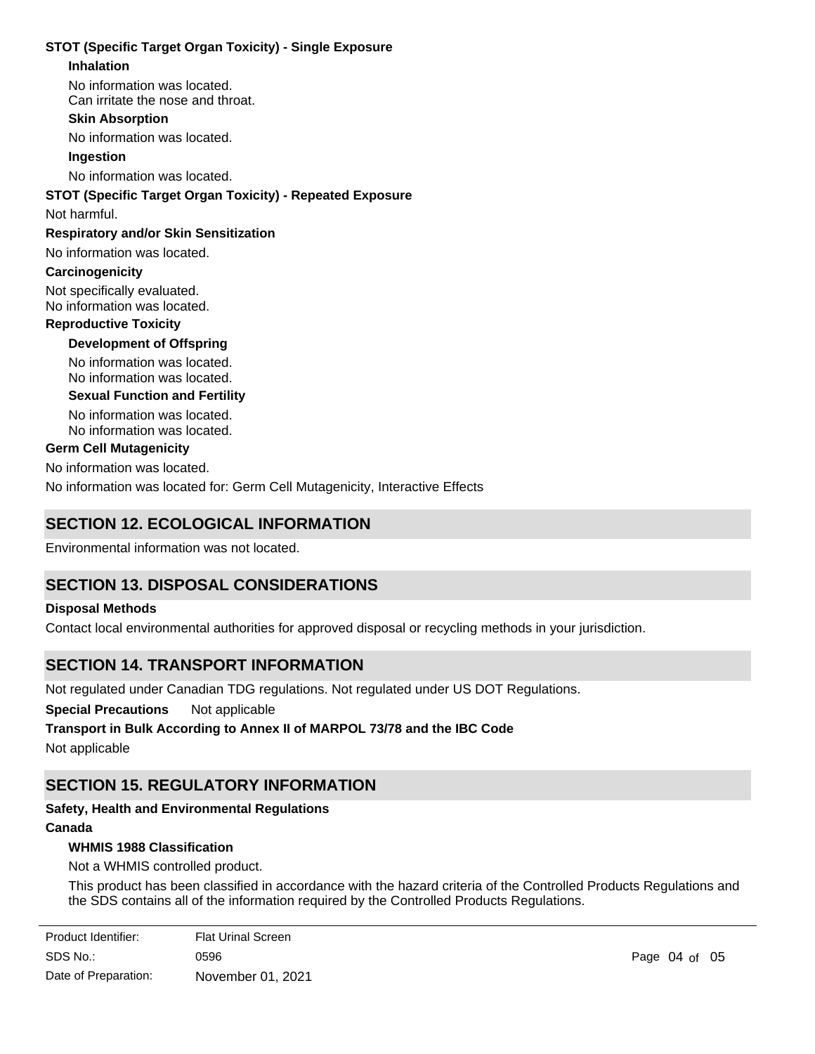**STOT (Specific Target Organ Toxicity) - Single Exposure**

**Inhalation**

No information was located.
Can irritate the nose and throat.

**Skin Absorption**

No information was located.

**Ingestion**

No information was located.

**STOT (Specific Target Organ Toxicity) - Repeated Exposure**

Not harmful.

**Respiratory and/or Skin Sensitization**

No information was located.

**Carcinogenicity**

Not specifically evaluated.
No information was located.

**Reproductive Toxicity**

**Development of Offspring**

No information was located.
No information was located.

**Sexual Function and Fertility**

No information was located.
No information was located.

**Germ Cell Mutagenicity**

No information was located.

No information was located for: Germ Cell Mutagenicity, Interactive Effects

## SECTION 12. ECOLOGICAL INFORMATION

Environmental information was not located.

## SECTION 13. DISPOSAL CONSIDERATIONS

**Disposal Methods**

Contact local environmental authorities for approved disposal or recycling methods in your jurisdiction.

## SECTION 14. TRANSPORT INFORMATION

Not regulated under Canadian TDG regulations. Not regulated under US DOT Regulations.

**Special Precautions** Not applicable

**Transport in Bulk According to Annex II of MARPOL 73/78 and the IBC Code**

Not applicable

## SECTION 15. REGULATORY INFORMATION

**Safety, Health and Environmental Regulations**

**Canada**

**WHMIS 1988 Classification**

Not a WHMIS controlled product.

This product has been classified in accordance with the hazard criteria of the Controlled Products Regulations and the SDS contains all of the information required by the Controlled Products Regulations.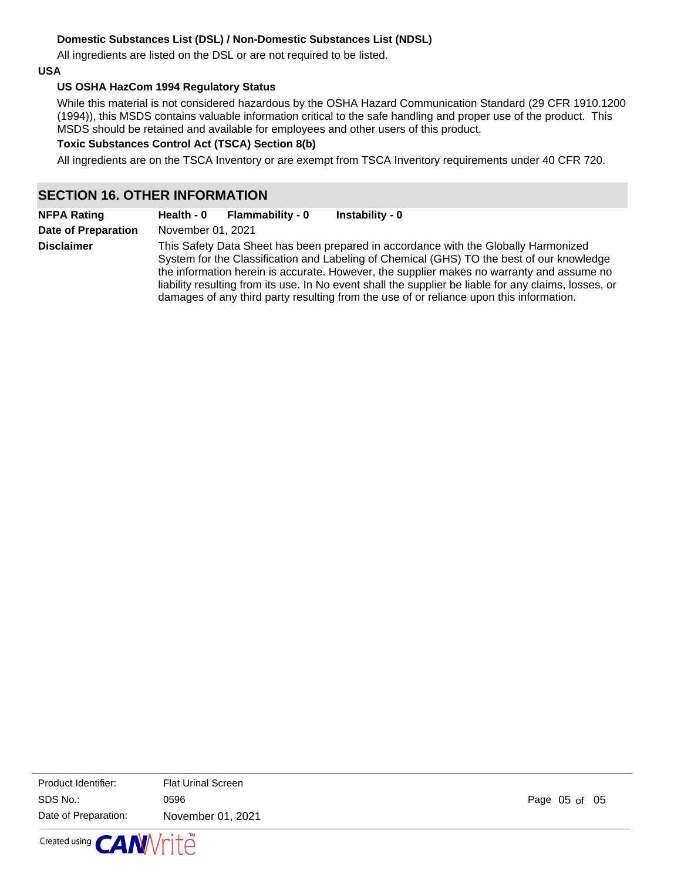**Domestic Substances List (DSL) / Non-Domestic Substances List (NDSL)**

All ingredients are listed on the DSL or are not required to be listed.

**USA**

**US OSHA HazCom 1994 Regulatory Status**

While this material is not considered hazardous by the OSHA Hazard Communication Standard (29 CFR 1910.1200 (1994)), this MSDS contains valuable information critical to the safe handling and proper use of the product. This MSDS should be retained and available for employees and other users of this product.

**Toxic Substances Control Act (TSCA) Section 8(b)**

All ingredients are on the TSCA Inventory or are exempt from TSCA Inventory requirements under 40 CFR 720.

## SECTION 16. OTHER INFORMATION

| | |
|---|---|
| **NFPA Rating** | **Health - 0** **Flammability - 0** **Instability - 0** |
| **Date of Preparation** | November 01, 2021 |
| **Disclaimer** | This Safety Data Sheet has been prepared in accordance with the Globally Harmonized System for the Classification and Labeling of Chemical (GHS) TO the best of our knowledge the information herein is accurate. However, the supplier makes no warranty and assume no liability resulting from its use. In No event shall the supplier be liable for any claims, losses, or damages of any third party resulting from the use of or reliance upon this information. |